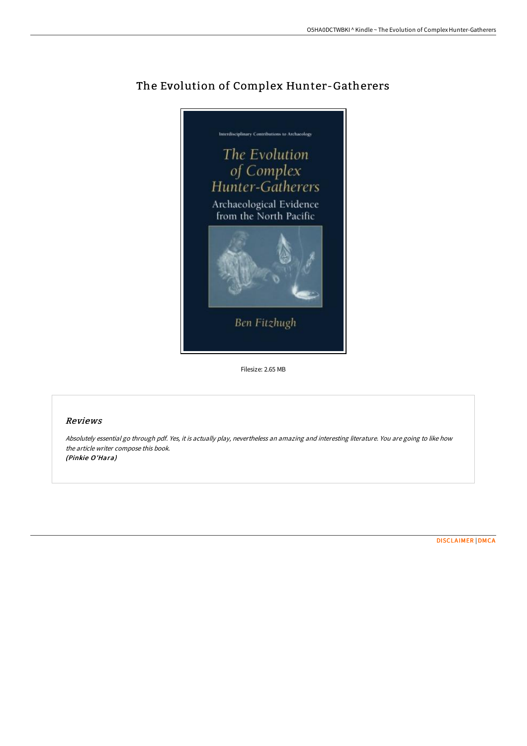# The Evolution of Complex Hunter-Gatherers

Filesize: 2.65 MB

## Reviews

*Absolutely essential go through pdf. Yes, it is actually play, nevertheless an amazing and interesting literature. You are going to like how the article writer compose this book.*
***(Pinkie O'Hara)***

DISCLAIMER | DMCA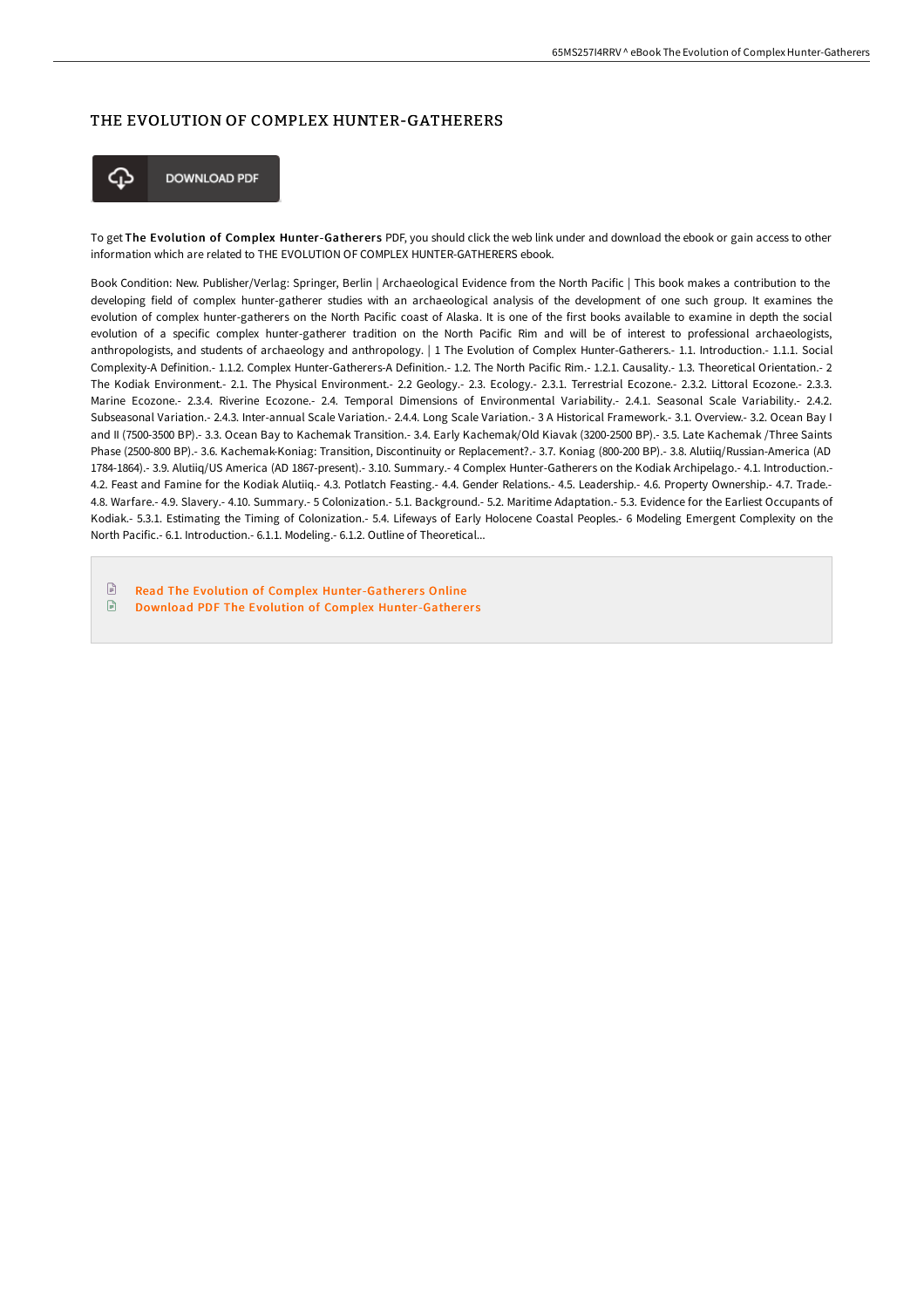# THE EVOLUTION OF COMPLEX HUNTER-GATHERERS

DOWNLOAD PDF

To get **The Evolution of Complex Hunter-Gatherers** PDF, you should click the web link under and download the ebook or gain access to other information which are related to THE EVOLUTION OF COMPLEX HUNTER-GATHERERS ebook.

Book Condition: New. Publisher/Verlag: Springer, Berlin | Archaeological Evidence from the North Pacific | This book makes a contribution to the developing field of complex hunter-gatherer studies with an archaeological analysis of the development of one such group. It examines the evolution of complex hunter-gatherers on the North Pacific coast of Alaska. It is one of the first books available to examine in depth the social evolution of a specific complex hunter-gatherer tradition on the North Pacific Rim and will be of interest to professional archaeologists, anthropologists, and students of archaeology and anthropology. | 1 The Evolution of Complex Hunter-Gatherers.- 1.1. Introduction.- 1.1.1. Social Complexity-A Definition.- 1.1.2. Complex Hunter-Gatherers-A Definition.- 1.2. The North Pacific Rim.- 1.2.1. Causality.- 1.3. Theoretical Orientation.- 2 The Kodiak Environment.- 2.1. The Physical Environment.- 2.2 Geology.- 2.3. Ecology.- 2.3.1. Terrestrial Ecozone.- 2.3.2. Littoral Ecozone.- 2.3.3. Marine Ecozone.- 2.3.4. Riverine Ecozone.- 2.4. Temporal Dimensions of Environmental Variability.- 2.4.1. Seasonal Scale Variability.- 2.4.2. Subseasonal Variation.- 2.4.3. Inter-annual Scale Variation.- 2.4.4. Long Scale Variation.- 3 A Historical Framework.- 3.1. Overview.- 3.2. Ocean Bay I and II (7500-3500 BP).- 3.3. Ocean Bay to Kachemak Transition.- 3.4. Early Kachemak/Old Kiavak (3200-2500 BP).- 3.5. Late Kachemak /Three Saints Phase (2500-800 BP).- 3.6. Kachemak-Koniag: Transition, Discontinuity or Replacement?.- 3.7. Koniag (800-200 BP).- 3.8. Alutiiq/Russian-America (AD 1784-1864).- 3.9. Alutiiq/US America (AD 1867-present).- 3.10. Summary.- 4 Complex Hunter-Gatherers on the Kodiak Archipelago.- 4.1. Introduction.- 4.2. Feast and Famine for the Kodiak Alutiiq.- 4.3. Potlatch Feasting.- 4.4. Gender Relations.- 4.5. Leadership.- 4.6. Property Ownership.- 4.7. Trade.- 4.8. Warfare.- 4.9. Slavery.- 4.10. Summary.- 5 Colonization.- 5.1. Background.- 5.2. Maritime Adaptation.- 5.3. Evidence for the Earliest Occupants of Kodiak.- 5.3.1. Estimating the Timing of Colonization.- 5.4. Lifeways of Early Holocene Coastal Peoples.- 6 Modeling Emergent Complexity on the North Pacific.- 6.1. Introduction.- 6.1.1. Modeling.- 6.1.2. Outline of Theoretical...

- Read The Evolution of Complex Hunter-Gatherers Online
- Download PDF The Evolution of Complex Hunter-Gatherers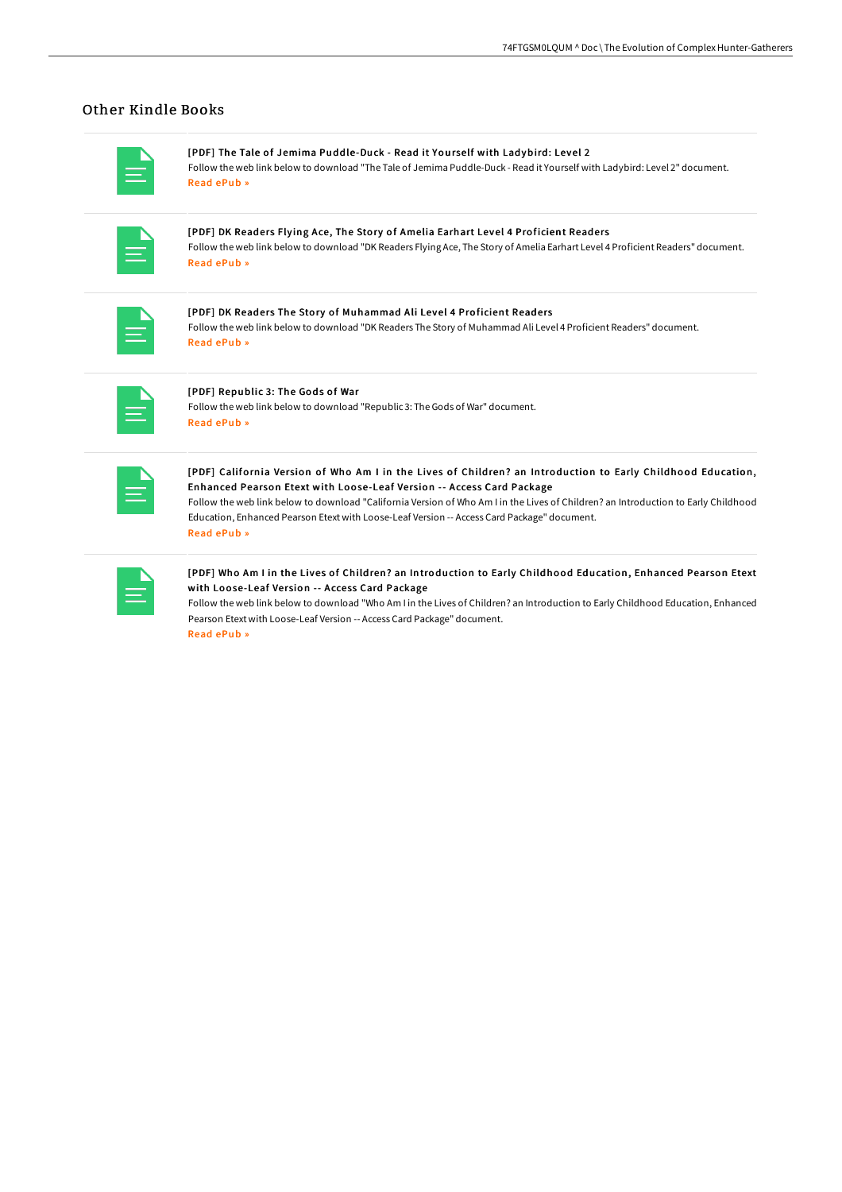## Other Kindle Books

**[PDF] The Tale of Jemima Puddle-Duck - Read it Yourself with Ladybird: Level 2**

Follow the web link below to download "The Tale of Jemima Puddle-Duck - Read it Yourself with Ladybird: Level 2" document.

Read ePub »

**[PDF] DK Readers Flying Ace, The Story of Amelia Earhart Level 4 Proficient Readers**

Follow the web link below to download "DK Readers Flying Ace, The Story of Amelia Earhart Level 4 Proficient Readers" document.

Read ePub »

**[PDF] DK Readers The Story of Muhammad Ali Level 4 Proficient Readers**

Follow the web link below to download "DK Readers The Story of Muhammad Ali Level 4 Proficient Readers" document.

Read ePub »

**[PDF] Republic 3: The Gods of War**

Follow the web link below to download "Republic 3: The Gods of War" document.

Read ePub »

**[PDF] California Version of Who Am I in the Lives of Children? an Introduction to Early Childhood Education, Enhanced Pearson Etext with Loose-Leaf Version -- Access Card Package**

Follow the web link below to download "California Version of Who Am I in the Lives of Children? an Introduction to Early Childhood Education, Enhanced Pearson Etext with Loose-Leaf Version -- Access Card Package" document.

Read ePub »

**[PDF] Who Am I in the Lives of Children? an Introduction to Early Childhood Education, Enhanced Pearson Etext with Loose-Leaf Version -- Access Card Package**

Follow the web link below to download "Who Am I in the Lives of Children? an Introduction to Early Childhood Education, Enhanced Pearson Etext with Loose-Leaf Version -- Access Card Package" document.

Read ePub »